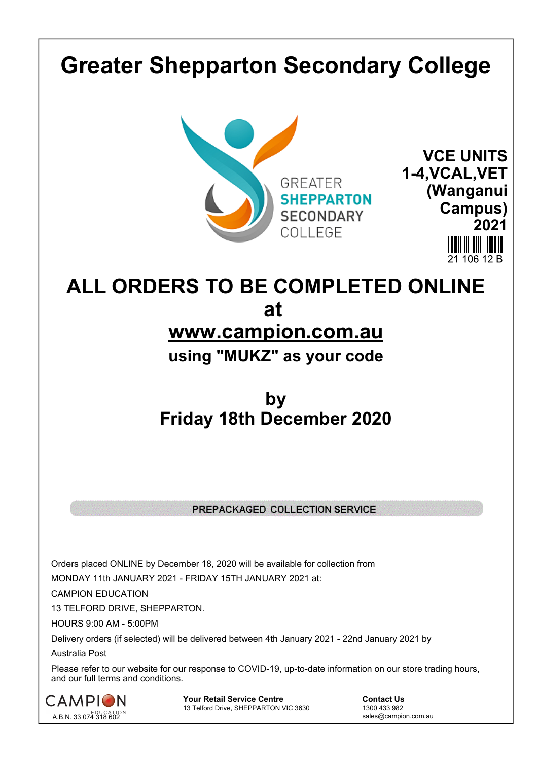# Greater Shepparton Secondary College

GREATER SHEPPARTON SECONDARY COLLEGE

**VCE UNITS 1-4,VCAL,VET (Wanganui Campus) 2021**

21 106 12 B

# ALL ORDERS TO BE COMPLETED ONLINE at [www.campion.com.au](http://www.campion.com.au)

## using "MUKZ" as your code

## by Friday 18th December 2020

**PREPACKAGED COLLECTION SERVICE**

Orders placed ONLINE by December 18, 2020 will be available for collection from

MONDAY 11th JANUARY 2021 - FRIDAY 15TH JANUARY 2021 at:

CAMPION EDUCATION

13 TELFORD DRIVE, SHEPPARTON.

HOURS 9:00 AM - 5:00PM

Delivery orders (if selected) will be delivered between 4th January 2021 - 22nd January 2021 by Australia Post

Please refer to our website for our response to COVID-19, up-to-date information on our store trading hours, and our full terms and conditions.

CAMPION EDUCATION
A.B.N. 33 074 318 602

**Your Retail Service Centre**
13 Telford Drive, SHEPPARTON VIC 3630

**Contact Us**
1300 433 982
sales@campion.com.au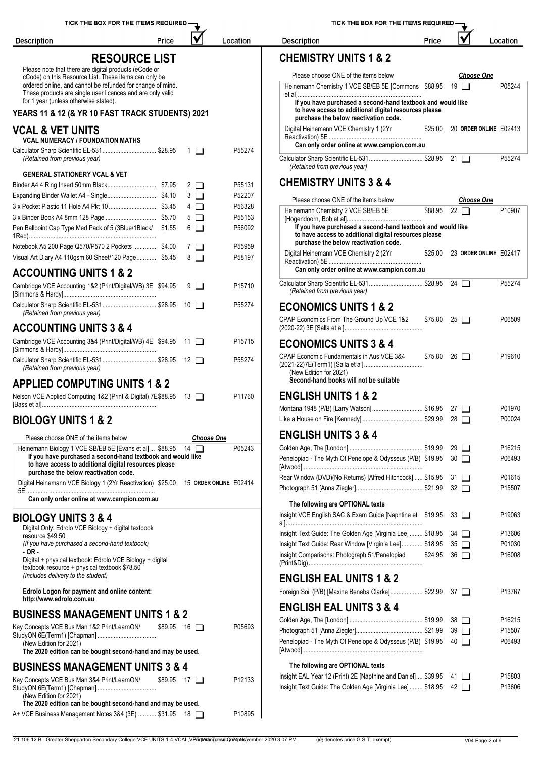# RESOURCE LIST

Please note that there are digital products (eCode or cCode) on this Resource List. These items can only be ordered online, and cannot be refunded for change of mind. These products are single user licences and are only valid for 1 year (unless otherwise stated).

## YEARS 11 & 12 (& YR 10 FAST TRACK STUDENTS) 2021

## VCAL & VET UNITS

### VCAL NUMERACY / FOUNDATION MATHS

| Description | Price | | Location |
|---|---|---|---|
| Calculator Sharp Scientific EL-531 *(Retained from previous year)* | $28.95 | 1 ❑ | P55274 |

### GENERAL STATIONERY VCAL & VET

| Description | Price | | Location |
|---|---|---|---|
| Binder A4 4 Ring Insert 50mm Black | $7.95 | 2 ❑ | P55131 |
| Expanding Binder Wallet A4 - Single | $4.10 | 3 ❑ | P52207 |
| 3 x Pocket Plastic 11 Hole A4 Pkt 10 | $3.45 | 4 ❑ | P56328 |
| 3 x Binder Book A4 8mm 128 Page | $5.70 | 5 ❑ | P55153 |
| Pen Ballpoint Cap Type Med Pack of 5 (3Blue/1Black/1Red) | $1.55 | 6 ❑ | P56092 |
| Notebook A5 200 Page Q570/P570 2 Pockets | $4.00 | 7 ❑ | P55959 |
| Visual Art Diary A4 110gsm 60 Sheet/120 Page | $5.45 | 8 ❑ | P58197 |

## ACCOUNTING UNITS 1 & 2

| Description | Price | | Location |
|---|---|---|---|
| Cambridge VCE Accounting 1&2 (Print/Digital/WB) 3E [Simmons & Hardy] | $94.95 | 9 ❑ | P15710 |
| Calculator Sharp Scientific EL-531 *(Retained from previous year)* | $28.95 | 10 ❑ | P55274 |

## ACCOUNTING UNITS 3 & 4

| Description | Price | | Location |
|---|---|---|---|
| Cambridge VCE Accounting 3&4 (Print/Digital/WB) 4E [Simmons & Hardy] | $94.95 | 11 ❑ | P15715 |
| Calculator Sharp Scientific EL-531 *(Retained from previous year)* | $28.95 | 12 ❑ | P55274 |

## APPLIED COMPUTING UNITS 1 & 2

| Description | Price | | Location |
|---|---|---|---|
| Nelson VCE Applied Computing 1&2 (Print & Digital) 7E [Bass et al] | $88.95 | 13 ❑ | P11760 |

## BIOLOGY UNITS 1 & 2

Please choose ONE of the items below — ***Choose One***

| Description | Price | | Location |
|---|---|---|---|
| Heinemann Biology 1 VCE SB/EB 5E [Evans et al] | $88.95 | 14 ❑ | P05243 |
| **If you have purchased a second-hand textbook and would like to have access to additional digital resources please purchase the below reactivation code.** | | | |
| Digital Heinemann VCE Biology 1 (2Yr Reactivation) 5E | $25.00 | 15 **ORDER ONLINE** | E02414 |
| **Can only order online at www.campion.com.au** | | | |

## BIOLOGY UNITS 3 & 4

Digital Only: Edrolo VCE Biology + digital textbook resource $49.50
*(If you have purchased a second-hand textbook)*
**- OR -**
Digital + physical textbook: Edrolo VCE Biology + digital textbook resource + physical textbook $78.50
*(Includes delivery to the student)*

**Edrolo Logon for payment and online content: http://www.edrolo.com.au**

## BUSINESS MANAGEMENT UNITS 1 & 2

| Description | Price | | Location |
|---|---|---|---|
| Key Concepts VCE Bus Man 1&2 Print/LearnON/StudyON 6E(Term1) [Chapman] (New Edition for 2021) **The 2020 edition can be bought second-hand and may be used.** | $89.95 | 16 ❑ | P05693 |

## BUSINESS MANAGEMENT UNITS 3 & 4

| Description | Price | | Location |
|---|---|---|---|
| Key Concepts VCE Bus Man 3&4 Print/LearnON/StudyON 6E(Term1) [Chapman] (New Edition for 2021) **The 2020 edition can be bought second-hand and may be used.** | $89.95 | 17 ❑ | P12133 |
| A+ VCE Business Management Notes 3&4 (3E) | $31.95 | 18 ❑ | P10895 |

## CHEMISTRY UNITS 1 & 2

Please choose ONE of the items below — ***Choose One***

| Description | Price | | Location |
|---|---|---|---|
| Heinemann Chemistry 1 VCE SB/EB 5E [Commons et al] | $88.95 | 19 ❑ | P05244 |
| **If you have purchased a second-hand textbook and would like to have access to additional digital resources please purchase the below reactivation code.** | | | |
| Digital Heinemann VCE Chemistry 1 (2Yr Reactivation) 5E | $25.00 | 20 **ORDER ONLINE** | E02413 |
| **Can only order online at www.campion.com.au** | | | |
| Calculator Sharp Scientific EL-531 *(Retained from previous year)* | $28.95 | 21 ❑ | P55274 |

## CHEMISTRY UNITS 3 & 4

Please choose ONE of the items below — ***Choose One***

| Description | Price | | Location |
|---|---|---|---|
| Heinemann Chemistry 2 VCE SB/EB 5E [Hogendoorn, Bob et al] | $88.95 | 22 ❑ | P10907 |
| **If you have purchased a second-hand textbook and would like to have access to additional digital resources please purchase the below reactivation code.** | | | |
| Digital Heinemann VCE Chemistry 2 (2Yr Reactivation) 5E | $25.00 | 23 **ORDER ONLINE** | E02417 |
| **Can only order online at www.campion.com.au** | | | |
| Calculator Sharp Scientific EL-531 *(Retained from previous year)* | $28.95 | 24 ❑ | P55274 |

## ECONOMICS UNITS 1 & 2

| Description | Price | | Location |
|---|---|---|---|
| CPAP Economics From The Ground Up VCE 1&2 (2020-22) 3E [Salla et al] | $75.80 | 25 ❑ | P06509 |

## ECONOMICS UNITS 3 & 4

| Description | Price | | Location |
|---|---|---|---|
| CPAP Economic Fundamentals in Aus VCE 3&4 (2021-22)7E(Term1) [Salla et al] (New Edition for 2021) **Second-hand books will not be suitable** | $75.80 | 26 ❑ | P19610 |

## ENGLISH UNITS 1 & 2

| Description | Price | | Location |
|---|---|---|---|
| Montana 1948 (P/B) [Larry Watson] | $16.95 | 27 ❑ | P01970 |
| Like a House on Fire [Kennedy] | $29.99 | 28 ❑ | P00024 |

## ENGLISH UNITS 3 & 4

| Description | Price | | Location |
|---|---|---|---|
| Golden Age, The [London] | $19.99 | 29 ❑ | P16215 |
| Penelopiad - The Myth Of Penelope & Odysseus (P/B) [Atwood] | $19.95 | 30 ❑ | P06493 |
| Rear Window (DVD)(No Returns) [Alfred Hitchcock] | $15.95 | 31 ❑ | P01615 |
| Photograph 51 [Anna Ziegler] | $21.99 | 32 ❑ | P15507 |
| **The following are OPTIONAL texts** | | | |
| Insight VCE English SAC & Exam Guide [Naphtine et al] | $19.95 | 33 ❑ | P19063 |
| Insight Text Guide: The Golden Age [Virginia Lee] | $18.95 | 34 ❑ | P13606 |
| Insight Text Guide: Rear Window [Virginia Lee] | $18.95 | 35 ❑ | P01030 |
| Insight Comparisons: Photograph 51/Penelopiad (Print&Dig) | $24.95 | 36 ❑ | P16008 |

## ENGLISH EAL UNITS 1 & 2

| Description | Price | | Location |
|---|---|---|---|
| Foreign Soil (P/B) [Maxine Beneba Clarke] | $22.99 | 37 ❑ | P13767 |

## ENGLISH EAL UNITS 3 & 4

| Description | Price | | Location |
|---|---|---|---|
| Golden Age, The [London] | $19.99 | 38 ❑ | P16215 |
| Photograph 51 [Anna Ziegler] | $21.99 | 39 ❑ | P15507 |
| Penelopiad - The Myth Of Penelope & Odysseus (P/B) [Atwood] | $19.95 | 40 ❑ | P06493 |
| **The following are OPTIONAL texts** | | | |
| Insight EAL Year 12 (Print) 2E [Napthine and Daniel] | $39.95 | 41 ❑ | P15803 |
| Insight Text Guide: The Golden Age [Virginia Lee] | $18.95 | 42 ❑ | P13606 |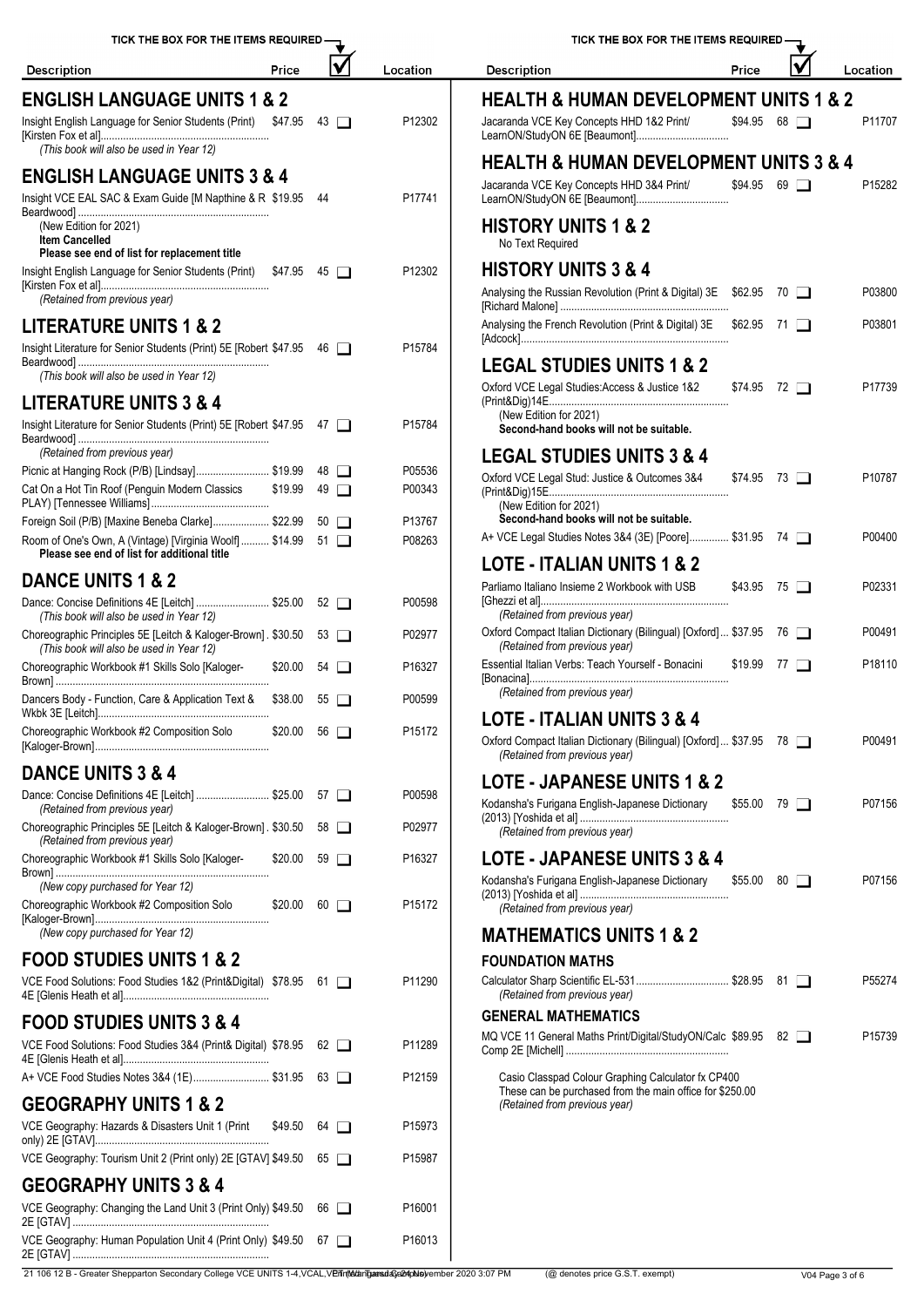TICK THE BOX FOR THE ITEMS REQUIRED

| Description | Price | ☑ | Location |
|---|---|---|---|
| **ENGLISH LANGUAGE UNITS 1 & 2** | | | |
| Insight English Language for Senior Students (Print) [Kirsten Fox et al] *(This book will also be used in Year 12)* | $47.95 | 43 ☐ | P12302 |
| **ENGLISH LANGUAGE UNITS 3 & 4** | | | |
| Insight VCE EAL SAC & Exam Guide [M Napthine & R Beardwood] (New Edition for 2021) **Item Cancelled** **Please see end of list for replacement title** | $19.95 | 44 | P17741 |
| Insight English Language for Senior Students (Print) [Kirsten Fox et al] *(Retained from previous year)* | $47.95 | 45 ☐ | P12302 |
| **LITERATURE UNITS 1 & 2** | | | |
| Insight Literature for Senior Students (Print) 5E [Robert Beardwood] *(This book will also be used in Year 12)* | $47.95 | 46 ☐ | P15784 |
| **LITERATURE UNITS 3 & 4** | | | |
| Insight Literature for Senior Students (Print) 5E [Robert Beardwood] *(Retained from previous year)* | $47.95 | 47 ☐ | P15784 |
| Picnic at Hanging Rock (P/B) [Lindsay] | $19.99 | 48 ☐ | P05536 |
| Cat On a Hot Tin Roof (Penguin Modern Classics PLAY) [Tennessee Williams] | $19.99 | 49 ☐ | P00343 |
| Foreign Soil (P/B) [Maxine Beneba Clarke] | $22.99 | 50 ☐ | P13767 |
| Room of One's Own, A (Vintage) [Virginia Woolf] **Please see end of list for additional title** | $14.99 | 51 ☐ | P08263 |
| **DANCE UNITS 1 & 2** | | | |
| Dance: Concise Definitions 4E [Leitch] *(This book will also be used in Year 12)* | $25.00 | 52 ☐ | P00598 |
| Choreographic Principles 5E [Leitch & Kaloger-Brown] *(This book will also be used in Year 12)* | $30.50 | 53 ☐ | P02977 |
| Choreographic Workbook #1 Skills Solo [Kaloger-Brown] | $20.00 | 54 ☐ | P16327 |
| Dancers Body - Function, Care & Application Text & Wkbk 3E [Leitch] | $38.00 | 55 ☐ | P00599 |
| Choreographic Workbook #2 Composition Solo [Kaloger-Brown] | $20.00 | 56 ☐ | P15172 |
| **DANCE UNITS 3 & 4** | | | |
| Dance: Concise Definitions 4E [Leitch] *(Retained from previous year)* | $25.00 | 57 ☐ | P00598 |
| Choreographic Principles 5E [Leitch & Kaloger-Brown] *(Retained from previous year)* | $30.50 | 58 ☐ | P02977 |
| Choreographic Workbook #1 Skills Solo [Kaloger-Brown] *(New copy purchased for Year 12)* | $20.00 | 59 ☐ | P16327 |
| Choreographic Workbook #2 Composition Solo [Kaloger-Brown] *(New copy purchased for Year 12)* | $20.00 | 60 ☐ | P15172 |
| **FOOD STUDIES UNITS 1 & 2** | | | |
| VCE Food Solutions: Food Studies 1&2 (Print&Digital) 4E [Glenis Heath et al] | $78.95 | 61 ☐ | P11290 |
| **FOOD STUDIES UNITS 3 & 4** | | | |
| VCE Food Solutions: Food Studies 3&4 (Print& Digital) 4E [Glenis Heath et al] | $78.95 | 62 ☐ | P11289 |
| A+ VCE Food Studies Notes 3&4 (1E) | $31.95 | 63 ☐ | P12159 |
| **GEOGRAPHY UNITS 1 & 2** | | | |
| VCE Geography: Hazards & Disasters Unit 1 (Print only) 2E [GTAV] | $49.50 | 64 ☐ | P15973 |
| VCE Geography: Tourism Unit 2 (Print only) 2E [GTAV] | $49.50 | 65 ☐ | P15987 |
| **GEOGRAPHY UNITS 3 & 4** | | | |
| VCE Geography: Changing the Land Unit 3 (Print Only) 2E [GTAV] | $49.50 | 66 ☐ | P16001 |
| VCE Geography: Human Population Unit 4 (Print Only) 2E [GTAV] | $49.50 | 67 ☐ | P16013 |
| **HEALTH & HUMAN DEVELOPMENT UNITS 1 & 2** | | | |
| Jacaranda VCE Key Concepts HHD 1&2 Print/ LearnON/StudyOn 6E [Beaumont] | $94.95 | 68 ☐ | P11707 |
| **HEALTH & HUMAN DEVELOPMENT UNITS 3 & 4** | | | |
| Jacaranda VCE Key Concepts HHD 3&4 Print/ LearnON/StudyON 6E [Beaumont] | $94.95 | 69 ☐ | P15282 |
| **HISTORY UNITS 1 & 2** | | | |
| No Text Required | | | |
| **HISTORY UNITS 3 & 4** | | | |
| Analysing the Russian Revolution (Print & Digital) 3E [Richard Malone] | $62.95 | 70 ☐ | P03800 |
| Analysing the French Revolution (Print & Digital) 3E [Adcock] | $62.95 | 71 ☐ | P03801 |
| **LEGAL STUDIES UNITS 1 & 2** | | | |
| Oxford VCE Legal Studies:Access & Justice 1&2 (Print&Dig)14E (New Edition for 2021) **Second-hand books will not be suitable.** | $74.95 | 72 ☐ | P17739 |
| **LEGAL STUDIES UNITS 3 & 4** | | | |
| Oxford VCE Legal Stud: Justice & Outcomes 3&4 (Print&Dig)15E (New Edition for 2021) **Second-hand books will not be suitable.** | $74.95 | 73 ☐ | P10787 |
| A+ VCE Legal Studies Notes 3&4 (3E) [Poore] | $31.95 | 74 ☐ | P00400 |
| **LOTE - ITALIAN UNITS 1 & 2** | | | |
| Parliamo Italiano Insieme 2 Workbook with USB [Ghezzi et al] *(Retained from previous year)* | $43.95 | 75 ☐ | P02331 |
| Oxford Compact Italian Dictionary (Bilingual) [Oxford] *(Retained from previous year)* | $37.95 | 76 ☐ | P00491 |
| Essential Italian Verbs: Teach Yourself - Bonacini [Bonacina] *(Retained from previous year)* | $19.99 | 77 ☐ | P18110 |
| **LOTE - ITALIAN UNITS 3 & 4** | | | |
| Oxford Compact Italian Dictionary (Bilingual) [Oxford] *(Retained from previous year)* | $37.95 | 78 ☐ | P00491 |
| **LOTE - JAPANESE UNITS 1 & 2** | | | |
| Kodansha's Furigana English-Japanese Dictionary (2013) [Yoshida et al] *(Retained from previous year)* | $55.00 | 79 ☐ | P07156 |
| **LOTE - JAPANESE UNITS 3 & 4** | | | |
| Kodansha's Furigana English-Japanese Dictionary (2013) [Yoshida et al] *(Retained from previous year)* | $55.00 | 80 ☐ | P07156 |
| **MATHEMATICS UNITS 1 & 2** | | | |
| **FOUNDATION MATHS** | | | |
| Calculator Sharp Scientific EL-531 *(Retained from previous year)* | $28.95 | 81 ☐ | P55274 |
| **GENERAL MATHEMATICS** | | | |
| MQ VCE 11 General Maths Print/Digital/StudyON/Calc Comp 2E [Michell] | $89.95 | 82 ☐ | P15739 |
| Casio Classpad Colour Graphing Calculator fx CP400 These can be purchased from the main office for $250.00 *(Retained from previous year)* | | | |

(@ denotes price G.S.T. exempt)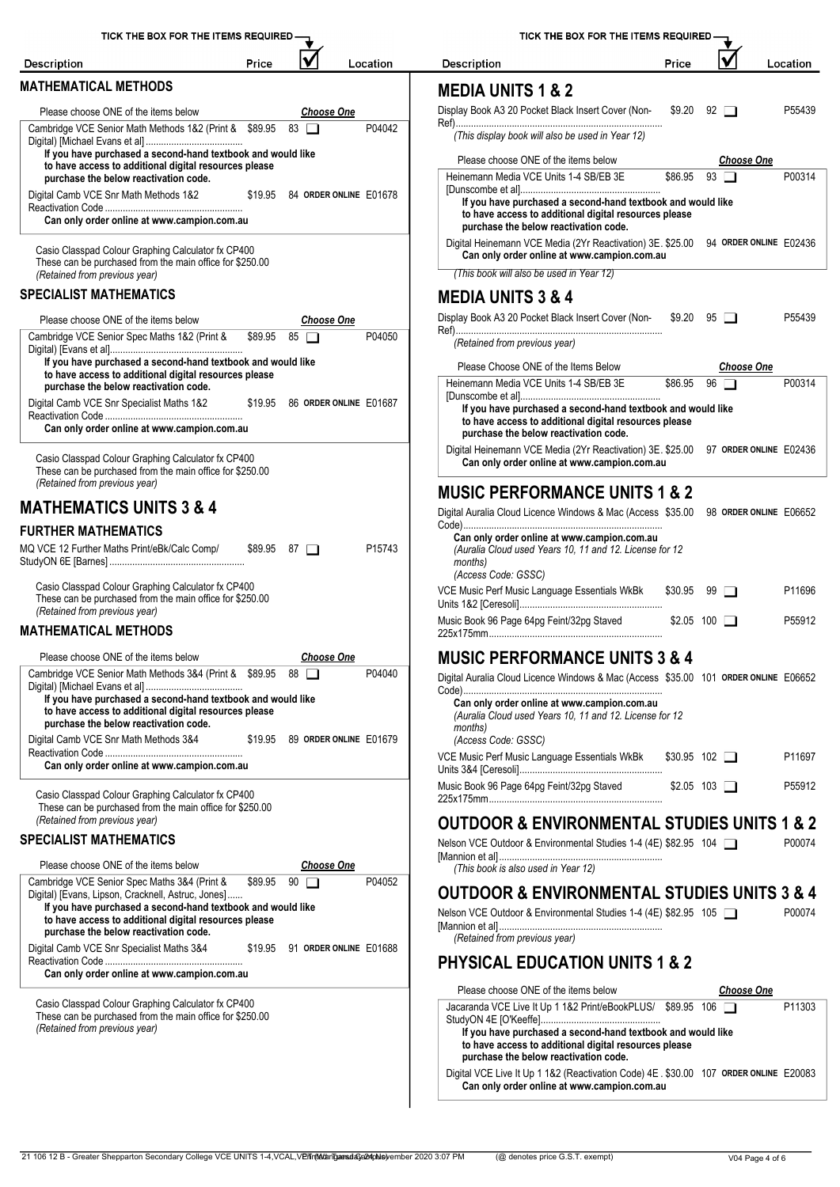TICK THE BOX FOR THE ITEMS REQUIRED

| Description | Price | ☑ | Location |
|---|---|---|---|

## MATHEMATICAL METHODS

Please choose ONE of the items below — *Choose One*

| Description | Price | ☑ | Location |
|---|---|---|---|
| Cambridge VCE Senior Math Methods 1&2 (Print & Digital) [Michael Evans et al] | $89.95 | 83 ☐ | P04042 |
| **If you have purchased a second-hand textbook and would like to have access to additional digital resources please purchase the below reactivation code.** | | | |
| Digital Camb VCE Snr Math Methods 1&2 Reactivation Code | $19.95 | 84 **ORDER ONLINE** | E01678 |
| **Can only order online at www.campion.com.au** | | | |

Casio Classpad Colour Graphing Calculator fx CP400
These can be purchased from the main office for $250.00
*(Retained from previous year)*

## SPECIALIST MATHEMATICS

Please choose ONE of the items below — *Choose One*

| Description | Price | ☑ | Location |
|---|---|---|---|
| Cambridge VCE Senior Spec Maths 1&2 (Print & Digital) [Evans et al] | $89.95 | 85 ☐ | P04050 |
| **If you have purchased a second-hand textbook and would like to have access to additional digital resources please purchase the below reactivation code.** | | | |
| Digital Camb VCE Snr Specialist Maths 1&2 Reactivation Code | $19.95 | 86 **ORDER ONLINE** | E01687 |
| **Can only order online at www.campion.com.au** | | | |

Casio Classpad Colour Graphing Calculator fx CP400
These can be purchased from the main office for $250.00
*(Retained from previous year)*

# MATHEMATICS UNITS 3 & 4

## FURTHER MATHEMATICS

| Description | Price | ☑ | Location |
|---|---|---|---|
| MQ VCE 12 Further Maths Print/eBk/Calc Comp/ StudyON 6E [Barnes] | $89.95 | 87 ☐ | P15743 |

Casio Classpad Colour Graphing Calculator fx CP400
These can be purchased from the main office for $250.00
*(Retained from previous year)*

## MATHEMATICAL METHODS

Please choose ONE of the items below — *Choose One*

| Description | Price | ☑ | Location |
|---|---|---|---|
| Cambridge VCE Senior Math Methods 3&4 (Print & Digital) [Michael Evans et al] | $89.95 | 88 ☐ | P04040 |
| **If you have purchased a second-hand textbook and would like to have access to additional digital resources please purchase the below reactivation code.** | | | |
| Digital Camb VCE Snr Math Methods 3&4 Reactivation Code | $19.95 | 89 **ORDER ONLINE** | E01679 |
| **Can only order online at www.campion.com.au** | | | |

Casio Classpad Colour Graphing Calculator fx CP400
These can be purchased from the main office for $250.00
*(Retained from previous year)*

## SPECIALIST MATHEMATICS

Please choose ONE of the items below — *Choose One*

| Description | Price | ☑ | Location |
|---|---|---|---|
| Cambridge VCE Senior Spec Maths 3&4 (Print & Digital) [Evans, Lipson, Cracknell, Astruc, Jones] | $89.95 | 90 ☐ | P04052 |
| **If you have purchased a second-hand textbook and would like to have access to additional digital resources please purchase the below reactivation code.** | | | |
| Digital Camb VCE Snr Specialist Maths 3&4 Reactivation Code | $19.95 | 91 **ORDER ONLINE** | E01688 |
| **Can only order online at www.campion.com.au** | | | |

Casio Classpad Colour Graphing Calculator fx CP400
These can be purchased from the main office for $250.00
*(Retained from previous year)*

# MEDIA UNITS 1 & 2

| Description | Price | ☑ | Location |
|---|---|---|---|
| Display Book A3 20 Pocket Black Insert Cover (Non-Ref) | $9.20 | 92 ☐ | P55439 |
| *(This display book will also be used in Year 12)* | | | |

Please choose ONE of the items below — *Choose One*

| Description | Price | ☑ | Location |
|---|---|---|---|
| Heinemann Media VCE Units 1-4 SB/EB 3E [Dunscombe et al] | $86.95 | 93 ☐ | P00314 |
| **If you have purchased a second-hand textbook and would like to have access to additional digital resources please purchase the below reactivation code.** | | | |
| Digital Heinemann VCE Media (2Yr Reactivation) 3E. | $25.00 | 94 **ORDER ONLINE** | E02436 |
| **Can only order online at www.campion.com.au** | | | |

*(This book will also be used in Year 12)*

# MEDIA UNITS 3 & 4

| Description | Price | ☑ | Location |
|---|---|---|---|
| Display Book A3 20 Pocket Black Insert Cover (Non-Ref) | $9.20 | 95 ☐ | P55439 |
| *(Retained from previous year)* | | | |

Please Choose ONE of the Items Below — *Choose One*

| Description | Price | ☑ | Location |
|---|---|---|---|
| Heinemann Media VCE Units 1-4 SB/EB 3E [Dunscombe et al] | $86.95 | 96 ☐ | P00314 |
| **If you have purchased a second-hand textbook and would like to have access to additional digital resources please purchase the below reactivation code.** | | | |
| Digital Heinemann VCE Media (2Yr Reactivation) 3E. | $25.00 | 97 **ORDER ONLINE** | E02436 |
| **Can only order online at www.campion.com.au** | | | |

# MUSIC PERFORMANCE UNITS 1 & 2

| Description | Price | ☑ | Location |
|---|---|---|---|
| Digital Auralia Cloud Licence Windows & Mac (Access Code) | $35.00 | 98 **ORDER ONLINE** | E06652 |
| **Can only order online at www.campion.com.au** *(Auralia Cloud used Years 10, 11 and 12. License for 12 months) (Access Code: GSSC)* | | | |
| VCE Music Perf Music Language Essentials WkBk Units 1&2 [Ceresoli] | $30.95 | 99 ☐ | P11696 |
| Music Book 96 Page 64pg Feint/32pg Staved 225x175mm | $2.05 | 100 ☐ | P55912 |

# MUSIC PERFORMANCE UNITS 3 & 4

| Description | Price | ☑ | Location |
|---|---|---|---|
| Digital Auralia Cloud Licence Windows & Mac (Access Code) | $35.00 | 101 **ORDER ONLINE** | E06652 |
| **Can only order online at www.campion.com.au** *(Auralia Cloud used Years 10, 11 and 12. License for 12 months) (Access Code: GSSC)* | | | |
| VCE Music Perf Music Language Essentials WkBk Units 3&4 [Ceresoli] | $30.95 | 102 ☐ | P11697 |
| Music Book 96 Page 64pg Feint/32pg Staved 225x175mm | $2.05 | 103 ☐ | P55912 |

# OUTDOOR & ENVIRONMENTAL STUDIES UNITS 1 & 2

| Description | Price | ☑ | Location |
|---|---|---|---|
| Nelson VCE Outdoor & Environmental Studies 1-4 (4E) [Mannion et al] | $82.95 | 104 ☐ | P00074 |
| *(This book is also used in Year 12)* | | | |

# OUTDOOR & ENVIRONMENTAL STUDIES UNITS 3 & 4

| Description | Price | ☑ | Location |
|---|---|---|---|
| Nelson VCE Outdoor & Environmental Studies 1-4 (4E) [Mannion et al] | $82.95 | 105 ☐ | P00074 |
| *(Retained from previous year)* | | | |

# PHYSICAL EDUCATION UNITS 1 & 2

Please choose ONE of the items below — *Choose One*

| Description | Price | ☑ | Location |
|---|---|---|---|
| Jacaranda VCE Live It Up 1 1&2 Print/eBookPLUS/ StudyON 4E [O'Keeffe] | $89.95 | 106 ☐ | P11303 |
| **If you have purchased a second-hand textbook and would like to have access to additional digital resources please purchase the below reactivation code.** | | | |
| Digital VCE Live It Up 1 1&2 (Reactivation Code) 4E . | $30.00 | 107 **ORDER ONLINE** | E20083 |
| **Can only order online at www.campion.com.au** | | | |

(@ denotes price G.S.T. exempt)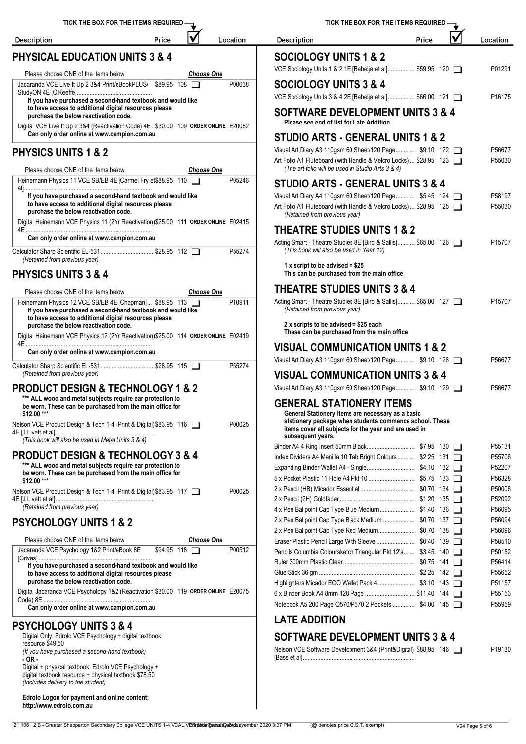TICK THE BOX FOR THE ITEMS REQUIRED

| Description | Price | ☑ | Location |
|---|---|---|---|

## PHYSICAL EDUCATION UNITS 3 & 4

Please choose ONE of the items below — *Choose One*

| Description | Price | ☑ | Location |
|---|---|---|---|
| Jacaranda VCE Live It Up 2 3&4 Print/eBookPLUS/ StudyON 4E [O'Keeffe] | $89.95 | 108 ❑ | P00638 |

**If you have purchased a second-hand textbook and would like to have access to additional digital resources please purchase the below reactivation code.**

| Description | Price | ☑ | Location |
|---|---|---|---|
| Digital VCE Live It Up 2 3&4 (Reactivation Code) 4E | $30.00 | 109 ORDER ONLINE | E20082 |

**Can only order online at www.campion.com.au**

## PHYSICS UNITS 1 & 2

Please choose ONE of the items below — *Choose One*

| Description | Price | ☑ | Location |
|---|---|---|---|
| Heinemann Physics 11 VCE SB/EB 4E [Carmel Fry et al] | $88.95 | 110 ❑ | P05246 |

**If you have purchased a second-hand textbook and would like to have access to additional digital resources please purchase the below reactivation code.**

| Description | Price | ☑ | Location |
|---|---|---|---|
| Digital Heinemann VCE Physics 11 (2Yr Reactivation) 4E | $25.00 | 111 ORDER ONLINE | E02415 |

**Can only order online at www.campion.com.au**

| Description | Price | ☑ | Location |
|---|---|---|---|
| Calculator Sharp Scientific EL-531 *(Retained from previous year)* | $28.95 | 112 ❑ | P55274 |

## PHYSICS UNITS 3 & 4

Please choose ONE of the items below — *Choose One*

| Description | Price | ☑ | Location |
|---|---|---|---|
| Heinemann Physics 12 VCE SB/EB 4E [Chapman] | $88.95 | 113 ❑ | P10911 |

**If you have purchased a second-hand textbook and would like to have access to additional digital resources please purchase the below reactivation code.**

| Description | Price | ☑ | Location |
|---|---|---|---|
| Digital Heinemann VCE Physics 12 (2Yr Reactivation) 4E | $25.00 | 114 ORDER ONLINE | E02419 |

**Can only order online at www.campion.com.au**

| Description | Price | ☑ | Location |
|---|---|---|---|
| Calculator Sharp Scientific EL-531 *(Retained from previous year)* | $28.95 | 115 ❑ | P55274 |

## PRODUCT DESIGN & TECHNOLOGY 1 & 2

**\*\*\* ALL wood and metal subjects require ear protection to be worn. These can be purchased from the main office for $12.00 \*\*\***

| Description | Price | ☑ | Location |
|---|---|---|---|
| Nelson VCE Product Design & Tech 1-4 (Print & Digital) 4E [J Livett et al] *(This book will also be used in Metal Units 3 & 4)* | $83.95 | 116 ❑ | P00025 |

## PRODUCT DESIGN & TECHNOLOGY 3 & 4

**\*\*\* ALL wood and metal subjects require ear protection to be worn. These can be purchased from the main office for $12.00 \*\*\***

| Description | Price | ☑ | Location |
|---|---|---|---|
| Nelson VCE Product Design & Tech 1-4 (Print & Digital) 4E [J Livett et al] *(Retained from previous year)* | $83.95 | 117 ❑ | P00025 |

## PSYCHOLOGY UNITS 1 & 2

Please choose ONE of the items below — *Choose One*

| Description | Price | ☑ | Location |
|---|---|---|---|
| Jacaranda VCE Psychology 1&2 Print/eBook 8E [Grivas] | $94.95 | 118 ❑ | P00512 |

**If you have purchased a second-hand textbook and would like to have access to additional digital resources please purchase the below reactivation code.**

| Description | Price | ☑ | Location |
|---|---|---|---|
| Digital Jacaranda VCE Psychology 1&2 (Reactivation Code) 8E | $30.00 | 119 ORDER ONLINE | E20075 |

**Can only order online at www.campion.com.au**

## PSYCHOLOGY UNITS 3 & 4

Digital Only: Edrolo VCE Psychology + digital textbook resource $49.50
*(If you have purchased a second-hand textbook)*
**- OR -**
Digital + physical textbook: Edrolo VCE Psychology + digital textbook resource + physical textbook $78.50
*(Includes delivery to the student)*

**Edrolo Logon for payment and online content: http://www.edrolo.com.au**

## SOCIOLOGY UNITS 1 & 2

| Description | Price | ☑ | Location |
|---|---|---|---|
| VCE Sociology Units 1 & 2 1E [Babelja et al] | $59.95 | 120 ❑ | P01291 |

## SOCIOLOGY UNITS 3 & 4

| Description | Price | ☑ | Location |
|---|---|---|---|
| VCE Sociology Units 3 & 4 2E [Babelja et al] | $66.00 | 121 ❑ | P16175 |

## SOFTWARE DEVELOPMENT UNITS 3 & 4

**Please see end of list for Late Addition**

## STUDIO ARTS - GENERAL UNITS 1 & 2

| Description | Price | ☑ | Location |
|---|---|---|---|
| Visual Art Diary A3 110gsm 60 Sheet/120 Page | $9.10 | 122 ❑ | P56677 |
| Art Folio A1 Fluteboard (with Handle & Velcro Locks) *(The art folio will be used in Studio Arts 3 & 4)* | $28.95 | 123 ❑ | P55030 |

## STUDIO ARTS - GENERAL UNITS 3 & 4

| Description | Price | ☑ | Location |
|---|---|---|---|
| Visual Art Diary A4 110gsm 60 Sheet/120 Page | $5.45 | 124 ❑ | P58197 |
| Art Folio A1 Fluteboard (with Handle & Velcro Locks) *(Retained from previous year)* | $28.95 | 125 ❑ | P55030 |

## THEATRE STUDIES UNITS 1 & 2

| Description | Price | ☑ | Location |
|---|---|---|---|
| Acting Smart - Theatre Studies 8E [Bird & Sallis] *(This book will also be used in Year 12)* | $65.00 | 126 ❑ | P15707 |

**1 x script to be advised = $25**
**This can be purchased from the main office**

## THEATRE STUDIES UNITS 3 & 4

| Description | Price | ☑ | Location |
|---|---|---|---|
| Acting Smart - Theatre Studies 8E [Bird & Sallis] *(Retained from previous year)* | $65.00 | 127 ❑ | P15707 |

**2 x scripts to be advised = $25 each**
**These can be purchased from the main office**

## VISUAL COMMUNICATION UNITS 1 & 2

| Description | Price | ☑ | Location |
|---|---|---|---|
| Visual Art Diary A3 110gsm 60 Sheet/120 Page | $9.10 | 128 ❑ | P56677 |

## VISUAL COMMUNICATION UNITS 3 & 4

| Description | Price | ☑ | Location |
|---|---|---|---|
| Visual Art Diary A3 110gsm 60 Sheet/120 Page | $9.10 | 129 ❑ | P56677 |

## GENERAL STATIONERY ITEMS

**General Stationery Items are necessary as a basic stationery package when students commence school. These items cover all subjects for the year and are used in subsequent years.**

| Description | Price | ☑ | Location |
|---|---|---|---|
| Binder A4 4 Ring Insert 50mm Black | $7.95 | 130 ❑ | P55131 |
| Index Dividers A4 Manilla 10 Tab Bright Colours | $2.25 | 131 ❑ | P55706 |
| Expanding Binder Wallet A4 - Single | $4.10 | 132 ❑ | P52207 |
| 5 x Pocket Plastic 11 Hole A4 Pkt 10 | $5.75 | 133 ❑ | P56328 |
| 2 x Pencil (HB) Micador Essential | $0.70 | 134 ❑ | P50006 |
| 2 x Pencil (2H) Goldfaber | $1.20 | 135 ❑ | P52092 |
| 4 x Pen Ballpoint Cap Type Blue Medium | $1.40 | 136 ❑ | P56095 |
| 2 x Pen Ballpoint Cap Type Black Medium | $0.70 | 137 ❑ | P56094 |
| 2 x Pen Ballpoint Cap Type Red Medium | $0.70 | 138 ❑ | P56096 |
| Eraser Plastic Pencil Large With Sleeve | $0.40 | 139 ❑ | P58510 |
| Pencils Columbia Coloursketch Triangular Pkt 12's | $3.45 | 140 ❑ | P50152 |
| Ruler 300mm Plastic Clear | $0.75 | 141 ❑ | P56414 |
| Glue Stick 36 gm | $2.25 | 142 ❑ | P55652 |
| Highlighters Micador ECO Wallet Pack 4 | $3.10 | 143 ❑ | P51157 |
| 6 x Binder Book A4 8mm 128 Page | $11.40 | 144 ❑ | P55153 |
| Notebook A5 200 Page Q570/P570 2 Pockets | $4.00 | 145 ❑ | P55959 |

## LATE ADDITION

## SOFTWARE DEVELOPMENT UNITS 3 & 4

| Description | Price | ☑ | Location |
|---|---|---|---|
| Nelson VCE Software Development 3&4 (Print&Digital) [Bass et al] | $88.95 | 146 ❑ | P19130 |

21 106 12 B - Greater Shepparton Secondary College VCE UNITS 1-4,VCAL,VET (Wanganui Campus) November 2020 3:07 PM (@ denotes price G.S.T. exempt)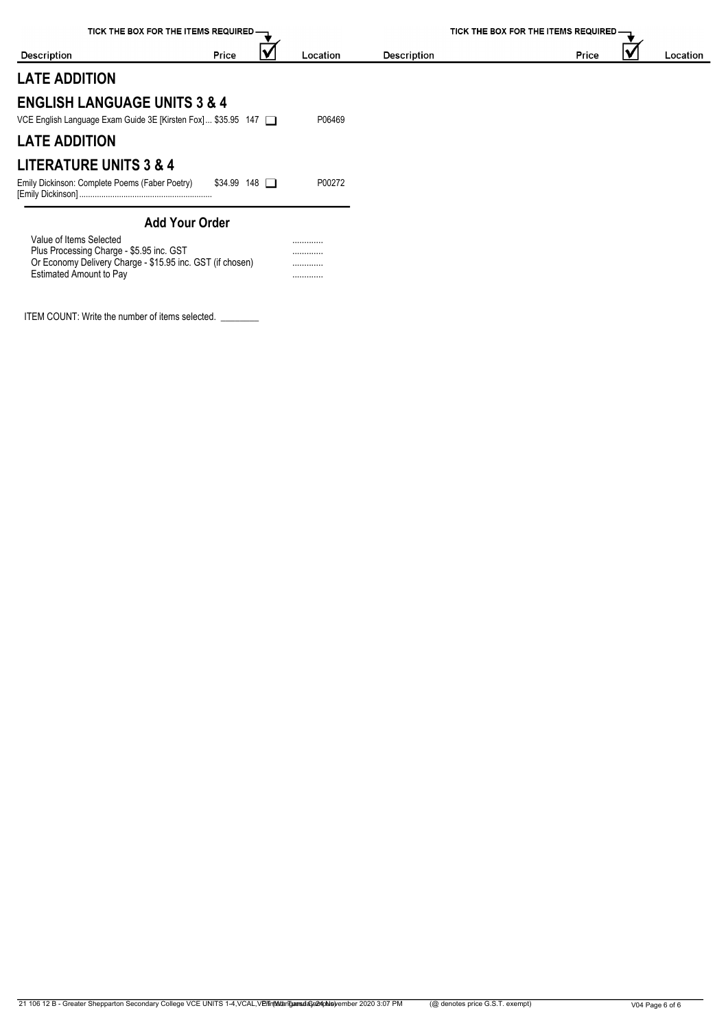| Description | Price | ☑ | Location |
| --- | --- | --- | --- |

## LATE ADDITION

## ENGLISH LANGUAGE UNITS 3 & 4

| Description | Price | | ☑ | Location |
| --- | --- | --- | --- | --- |
| VCE English Language Exam Guide 3E [Kirsten Fox] | $35.95 | 147 | ☐ | P06469 |

## LATE ADDITION

## LITERATURE UNITS 3 & 4

| Description | Price | | ☑ | Location |
| --- | --- | --- | --- | --- |
| Emily Dickinson: Complete Poems (Faber Poetry) [Emily Dickinson] | $34.99 | 148 | ☐ | P00272 |

### Add Your Order

| | |
| --- | --- |
| Value of Items Selected | ............ |
| Plus Processing Charge - $5.95 inc. GST | ............ |
| Or Economy Delivery Charge - $15.95 inc. GST (if chosen) | ............ |
| Estimated Amount to Pay | ............ |

ITEM COUNT: Write the number of items selected. ________

(@ denotes price G.S.T. exempt)